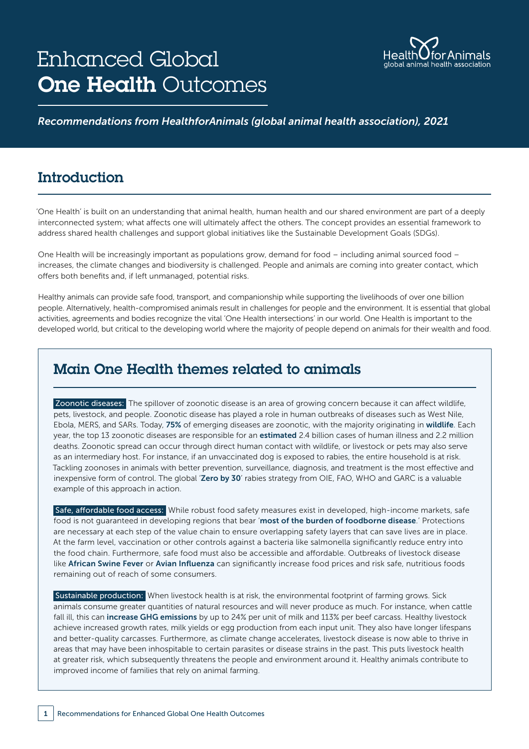# Enhanced Global **One Health** Outcomes

HealthforAnimals
global animal health association

*Recommendations from HealthforAnimals (global animal health association), 2021*

## Introduction

'One Health' is built on an understanding that animal health, human health and our shared environment are part of a deeply interconnected system; what affects one will ultimately affect the others. The concept provides an essential framework to address shared health challenges and support global initiatives like the Sustainable Development Goals (SDGs).

One Health will be increasingly important as populations grow, demand for food – including animal sourced food – increases, the climate changes and biodiversity is challenged. People and animals are coming into greater contact, which offers both benefits and, if left unmanaged, potential risks.

Healthy animals can provide safe food, transport, and companionship while supporting the livelihoods of over one billion people. Alternatively, health-compromised animals result in challenges for people and the environment. It is essential that global activities, agreements and bodies recognize the vital 'One Health intersections' in our world. One Health is important to the developed world, but critical to the developing world where the majority of people depend on animals for their wealth and food.

## Main One Health themes related to animals

**Zoonotic diseases:** The spillover of zoonotic disease is an area of growing concern because it can affect wildlife, pets, livestock, and people. Zoonotic disease has played a role in human outbreaks of diseases such as West Nile, Ebola, MERS, and SARs. Today, **75%** of emerging diseases are zoonotic, with the majority originating in **wildlife**. Each year, the top 13 zoonotic diseases are responsible for an **estimated** 2.4 billion cases of human illness and 2.2 million deaths. Zoonotic spread can occur through direct human contact with wildlife, or livestock or pets may also serve as an intermediary host. For instance, if an unvaccinated dog is exposed to rabies, the entire household is at risk. Tackling zoonoses in animals with better prevention, surveillance, diagnosis, and treatment is the most effective and inexpensive form of control. The global '**Zero by 30**' rabies strategy from OIE, FAO, WHO and GARC is a valuable example of this approach in action.

**Safe, affordable food access:** While robust food safety measures exist in developed, high-income markets, safe food is not guaranteed in developing regions that bear '**most of the burden of foodborne disease**.' Protections are necessary at each step of the value chain to ensure overlapping safety layers that can save lives are in place. At the farm level, vaccination or other controls against a bacteria like salmonella significantly reduce entry into the food chain. Furthermore, safe food must also be accessible and affordable. Outbreaks of livestock disease like **African Swine Fever** or **Avian Influenza** can significantly increase food prices and risk safe, nutritious foods remaining out of reach of some consumers.

**Sustainable production:** When livestock health is at risk, the environmental footprint of farming grows. Sick animals consume greater quantities of natural resources and will never produce as much. For instance, when cattle fall ill, this can **increase GHG emissions** by up to 24% per unit of milk and 113% per beef carcass. Healthy livestock achieve increased growth rates, milk yields or egg production from each input unit. They also have longer lifespans and better-quality carcasses. Furthermore, as climate change accelerates, livestock disease is now able to thrive in areas that may have been inhospitable to certain parasites or disease strains in the past. This puts livestock health at greater risk, which subsequently threatens the people and environment around it. Healthy animals contribute to improved income of families that rely on animal farming.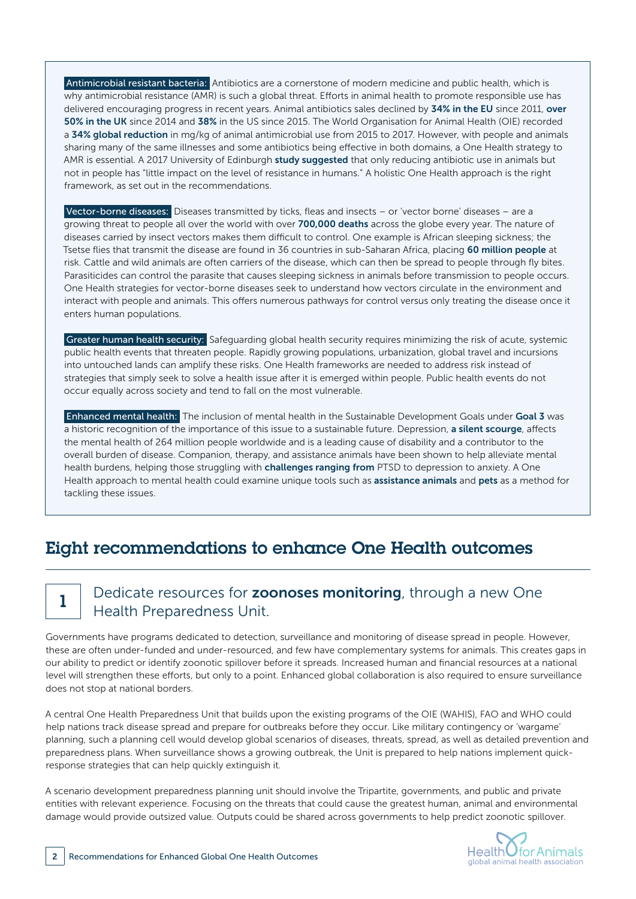**Antimicrobial resistant bacteria:** Antibiotics are a cornerstone of modern medicine and public health, which is why antimicrobial resistance (AMR) is such a global threat. Efforts in animal health to promote responsible use has delivered encouraging progress in recent years. Animal antibiotics sales declined by **34% in the EU** since 2011, **over 50% in the UK** since 2014 and **38%** in the US since 2015. The World Organisation for Animal Health (OIE) recorded a **34% global reduction** in mg/kg of animal antimicrobial use from 2015 to 2017. However, with people and animals sharing many of the same illnesses and some antibiotics being effective in both domains, a One Health strategy to AMR is essential. A 2017 University of Edinburgh **study suggested** that only reducing antibiotic use in animals but not in people has "little impact on the level of resistance in humans." A holistic One Health approach is the right framework, as set out in the recommendations.

**Vector-borne diseases:** Diseases transmitted by ticks, fleas and insects – or 'vector borne' diseases – are a growing threat to people all over the world with over **700,000 deaths** across the globe every year. The nature of diseases carried by insect vectors makes them difficult to control. One example is African sleeping sickness; the Tsetse flies that transmit the disease are found in 36 countries in sub-Saharan Africa, placing **60 million people** at risk. Cattle and wild animals are often carriers of the disease, which can then be spread to people through fly bites. Parasiticides can control the parasite that causes sleeping sickness in animals before transmission to people occurs. One Health strategies for vector-borne diseases seek to understand how vectors circulate in the environment and interact with people and animals. This offers numerous pathways for control versus only treating the disease once it enters human populations.

**Greater human health security:** Safeguarding global health security requires minimizing the risk of acute, systemic public health events that threaten people. Rapidly growing populations, urbanization, global travel and incursions into untouched lands can amplify these risks. One Health frameworks are needed to address risk instead of strategies that simply seek to solve a health issue after it is emerged within people. Public health events do not occur equally across society and tend to fall on the most vulnerable.

**Enhanced mental health:** The inclusion of mental health in the Sustainable Development Goals under **Goal 3** was a historic recognition of the importance of this issue to a sustainable future. Depression, **a silent scourge**, affects the mental health of 264 million people worldwide and is a leading cause of disability and a contributor to the overall burden of disease. Companion, therapy, and assistance animals have been shown to help alleviate mental health burdens, helping those struggling with **challenges ranging from** PTSD to depression to anxiety. A One Health approach to mental health could examine unique tools such as **assistance animals** and **pets** as a method for tackling these issues.

## Eight recommendations to enhance One Health outcomes

### 1 Dedicate resources for **zoonoses monitoring**, through a new One Health Preparedness Unit.

Governments have programs dedicated to detection, surveillance and monitoring of disease spread in people. However, these are often under-funded and under-resourced, and few have complementary systems for animals. This creates gaps in our ability to predict or identify zoonotic spillover before it spreads. Increased human and financial resources at a national level will strengthen these efforts, but only to a point. Enhanced global collaboration is also required to ensure surveillance does not stop at national borders.

A central One Health Preparedness Unit that builds upon the existing programs of the OIE (WAHIS), FAO and WHO could help nations track disease spread and prepare for outbreaks before they occur. Like military contingency or 'wargame' planning, such a planning cell would develop global scenarios of diseases, threats, spread, as well as detailed prevention and preparedness plans. When surveillance shows a growing outbreak, the Unit is prepared to help nations implement quick-response strategies that can help quickly extinguish it.

A scenario development preparedness planning unit should involve the Tripartite, governments, and public and private entities with relevant experience. Focusing on the threats that could cause the greatest human, animal and environmental damage would provide outsized value. Outputs could be shared across governments to help predict zoonotic spillover.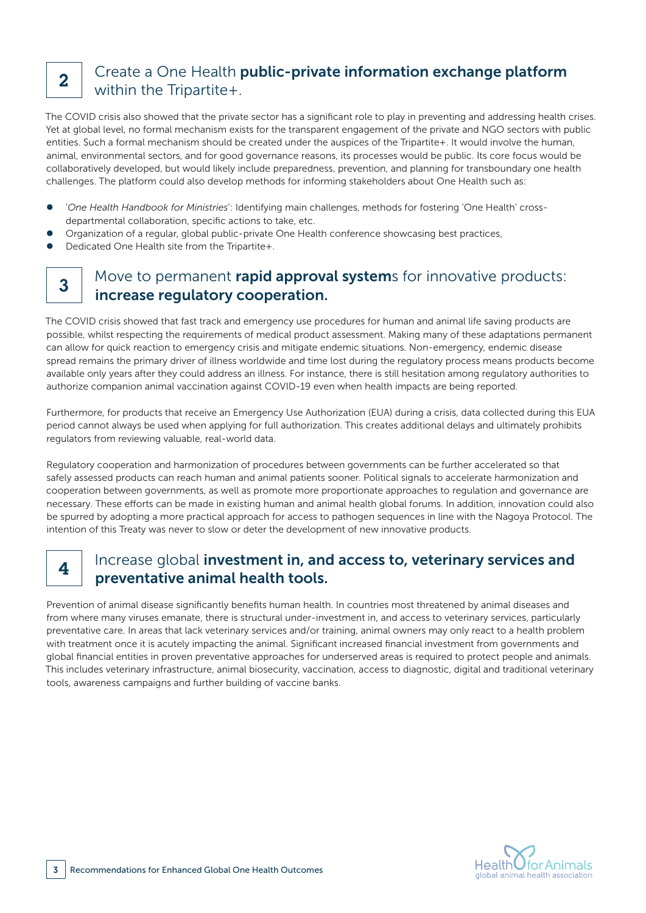## 2 Create a One Health **public-private information exchange platform** within the Tripartite+.

The COVID crisis also showed that the private sector has a significant role to play in preventing and addressing health crises. Yet at global level, no formal mechanism exists for the transparent engagement of the private and NGO sectors with public entities. Such a formal mechanism should be created under the auspices of the Tripartite+. It would involve the human, animal, environmental sectors, and for good governance reasons, its processes would be public. Its core focus would be collaboratively developed, but would likely include preparedness, prevention, and planning for transboundary one health challenges. The platform could also develop methods for informing stakeholders about One Health such as:

- '*One Health Handbook for Ministries*': Identifying main challenges, methods for fostering 'One Health' cross-departmental collaboration, specific actions to take, etc.
- Organization of a regular, global public-private One Health conference showcasing best practices,
- Dedicated One Health site from the Tripartite+.

## 3 Move to permanent **rapid approval system**s for innovative products: **increase regulatory cooperation.**

The COVID crisis showed that fast track and emergency use procedures for human and animal life saving products are possible, whilst respecting the requirements of medical product assessment. Making many of these adaptations permanent can allow for quick reaction to emergency crisis and mitigate endemic situations. Non-emergency, endemic disease spread remains the primary driver of illness worldwide and time lost during the regulatory process means products become available only years after they could address an illness. For instance, there is still hesitation among regulatory authorities to authorize companion animal vaccination against COVID-19 even when health impacts are being reported.

Furthermore, for products that receive an Emergency Use Authorization (EUA) during a crisis, data collected during this EUA period cannot always be used when applying for full authorization. This creates additional delays and ultimately prohibits regulators from reviewing valuable, real-world data.

Regulatory cooperation and harmonization of procedures between governments can be further accelerated so that safely assessed products can reach human and animal patients sooner. Political signals to accelerate harmonization and cooperation between governments, as well as promote more proportionate approaches to regulation and governance are necessary. These efforts can be made in existing human and animal health global forums. In addition, innovation could also be spurred by adopting a more practical approach for access to pathogen sequences in line with the Nagoya Protocol. The intention of this Treaty was never to slow or deter the development of new innovative products.

## 4 Increase global **investment in, and access to, veterinary services and preventative animal health tools.**

Prevention of animal disease significantly benefits human health. In countries most threatened by animal diseases and from where many viruses emanate, there is structural under-investment in, and access to veterinary services, particularly preventative care. In areas that lack veterinary services and/or training, animal owners may only react to a health problem with treatment once it is acutely impacting the animal. Significant increased financial investment from governments and global financial entities in proven preventative approaches for underserved areas is required to protect people and animals. This includes veterinary infrastructure, animal biosecurity, vaccination, access to diagnostic, digital and traditional veterinary tools, awareness campaigns and further building of vaccine banks.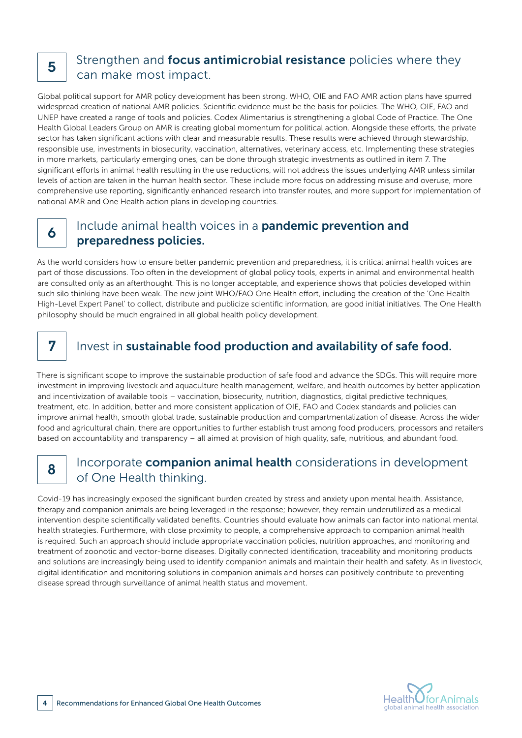## 5 Strengthen and **focus antimicrobial resistance** policies where they can make most impact.

Global political support for AMR policy development has been strong. WHO, OIE and FAO AMR action plans have spurred widespread creation of national AMR policies. Scientific evidence must be the basis for policies. The WHO, OIE, FAO and UNEP have created a range of tools and policies. Codex Alimentarius is strengthening a global Code of Practice. The One Health Global Leaders Group on AMR is creating global momentum for political action. Alongside these efforts, the private sector has taken significant actions with clear and measurable results. These results were achieved through stewardship, responsible use, investments in biosecurity, vaccination, alternatives, veterinary access, etc. Implementing these strategies in more markets, particularly emerging ones, can be done through strategic investments as outlined in item 7. The significant efforts in animal health resulting in the use reductions, will not address the issues underlying AMR unless similar levels of action are taken in the human health sector. These include more focus on addressing misuse and overuse, more comprehensive use reporting, significantly enhanced research into transfer routes, and more support for implementation of national AMR and One Health action plans in developing countries.

## 6 Include animal health voices in a **pandemic prevention and preparedness policies.**

As the world considers how to ensure better pandemic prevention and preparedness, it is critical animal health voices are part of those discussions. Too often in the development of global policy tools, experts in animal and environmental health are consulted only as an afterthought. This is no longer acceptable, and experience shows that policies developed within such silo thinking have been weak. The new joint WHO/FAO One Health effort, including the creation of the 'One Health High-Level Expert Panel' to collect, distribute and publicize scientific information, are good initial initiatives. The One Health philosophy should be much engrained in all global health policy development.

## 7 Invest in **sustainable food production and availability of safe food.**

There is significant scope to improve the sustainable production of safe food and advance the SDGs. This will require more investment in improving livestock and aquaculture health management, welfare, and health outcomes by better application and incentivization of available tools – vaccination, biosecurity, nutrition, diagnostics, digital predictive techniques, treatment, etc. In addition, better and more consistent application of OIE, FAO and Codex standards and policies can improve animal health, smooth global trade, sustainable production and compartmentalization of disease. Across the wider food and agricultural chain, there are opportunities to further establish trust among food producers, processors and retailers based on accountability and transparency – all aimed at provision of high quality, safe, nutritious, and abundant food.

## 8 Incorporate **companion animal health** considerations in development of One Health thinking.

Covid-19 has increasingly exposed the significant burden created by stress and anxiety upon mental health. Assistance, therapy and companion animals are being leveraged in the response; however, they remain underutilized as a medical intervention despite scientifically validated benefits. Countries should evaluate how animals can factor into national mental health strategies. Furthermore, with close proximity to people, a comprehensive approach to companion animal health is required. Such an approach should include appropriate vaccination policies, nutrition approaches, and monitoring and treatment of zoonotic and vector-borne diseases. Digitally connected identification, traceability and monitoring products and solutions are increasingly being used to identify companion animals and maintain their health and safety. As in livestock, digital identification and monitoring solutions in companion animals and horses can positively contribute to preventing disease spread through surveillance of animal health status and movement.